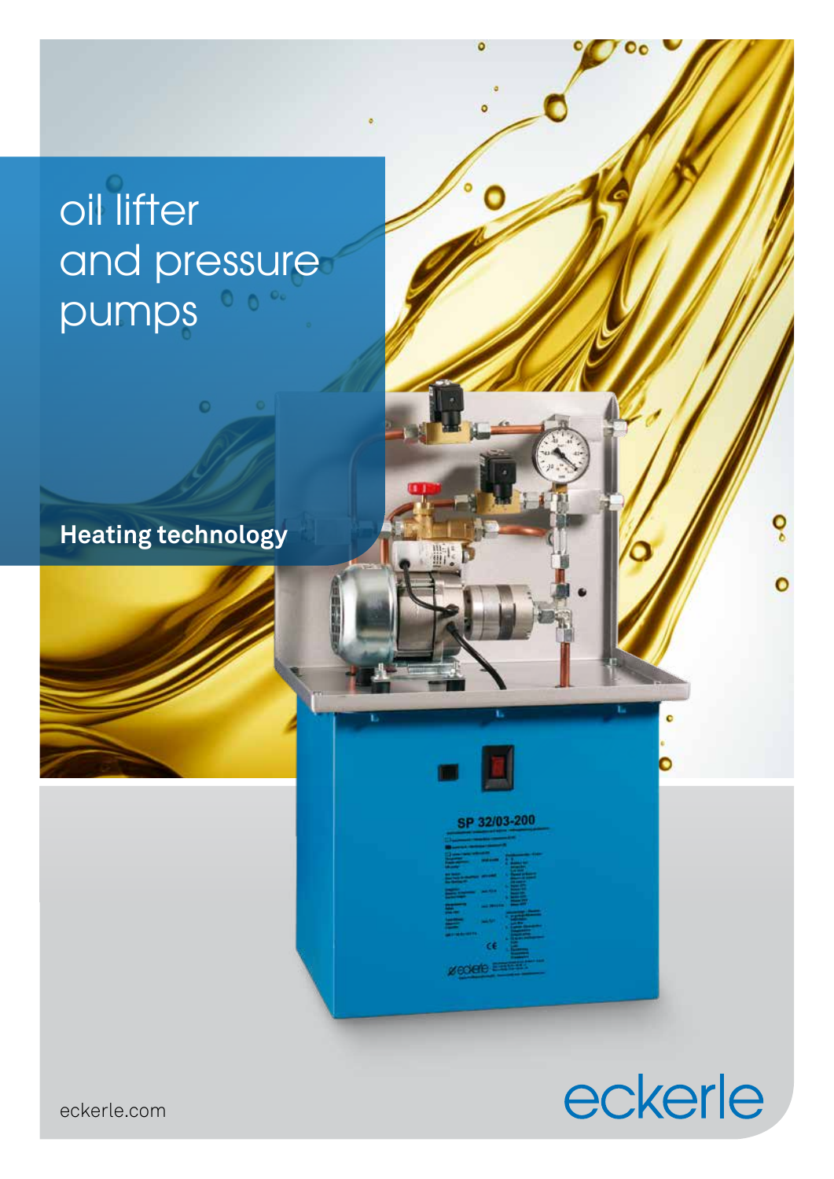# oil lifter and pressure pumps

**Heating technology**

eckerle.com

eckerle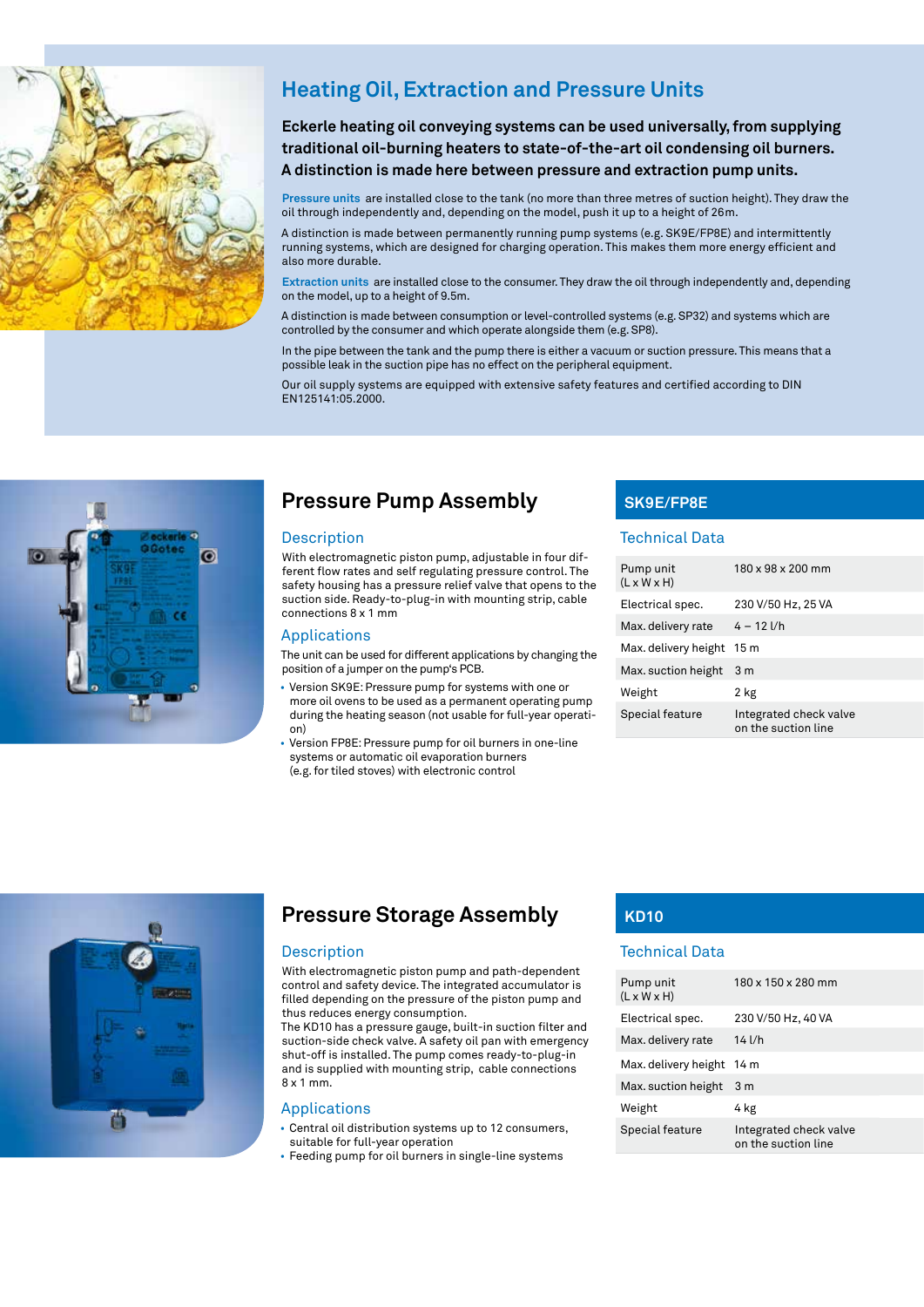# Heating Oil, Extraction and Pressure Units

**Eckerle heating oil conveying systems can be used universally, from supplying traditional oil-burning heaters to state-of-the-art oil condensing oil burners. A distinction is made here between pressure and extraction pump units.**

**Pressure units** are installed close to the tank (no more than three metres of suction height). They draw the oil through independently and, depending on the model, push it up to a height of 26m.

A distinction is made between permanently running pump systems (e.g. SK9E/FP8E) and intermittently running systems, which are designed for charging operation. This makes them more energy efficient and also more durable.

**Extraction units** are installed close to the consumer. They draw the oil through independently and, depending on the model, up to a height of 9.5m.

A distinction is made between consumption or level-controlled systems (e.g. SP32) and systems which are controlled by the consumer and which operate alongside them (e.g. SP8).

In the pipe between the tank and the pump there is either a vacuum or suction pressure. This means that a possible leak in the suction pipe has no effect on the peripheral equipment.

Our oil supply systems are equipped with extensive safety features and certified according to DIN EN125141:05.2000.

## Pressure Pump Assembly

### Description

With electromagnetic piston pump, adjustable in four different flow rates and self regulating pressure control. The safety housing has a pressure relief valve that opens to the suction side. Ready-to-plug-in with mounting strip, cable connections 8 x 1 mm

### Applications

The unit can be used for different applications by changing the position of a jumper on the pump's PCB.

- Version SK9E: Pressure pump for systems with one or more oil ovens to be used as a permanent operating pump during the heating season (not usable for full-year operation)
- Version FP8E: Pressure pump for oil burners in one-line systems or automatic oil evaporation burners (e.g. for tiled stoves) with electronic control

### SK9E/FP8E

#### Technical Data

| | |
|---|---|
| Pump unit (L x W x H) | 180 x 98 x 200 mm |
| Electrical spec. | 230 V/50 Hz, 25 VA |
| Max. delivery rate | 4 – 12 l/h |
| Max. delivery height | 15 m |
| Max. suction height | 3 m |
| Weight | 2 kg |
| Special feature | Integrated check valve on the suction line |

## Pressure Storage Assembly

### Description

With electromagnetic piston pump and path-dependent control and safety device. The integrated accumulator is filled depending on the pressure of the piston pump and thus reduces energy consumption.
The KD10 has a pressure gauge, built-in suction filter and suction-side check valve. A safety oil pan with emergency shut-off is installed. The pump comes ready-to-plug-in and is supplied with mounting strip, cable connections 8 x 1 mm.

### Applications

- Central oil distribution systems up to 12 consumers, suitable for full-year operation
- Feeding pump for oil burners in single-line systems

### KD10

#### Technical Data

| | |
|---|---|
| Pump unit (L x W x H) | 180 x 150 x 280 mm |
| Electrical spec. | 230 V/50 Hz, 40 VA |
| Max. delivery rate | 14 l/h |
| Max. delivery height | 14 m |
| Max. suction height | 3 m |
| Weight | 4 kg |
| Special feature | Integrated check valve on the suction line |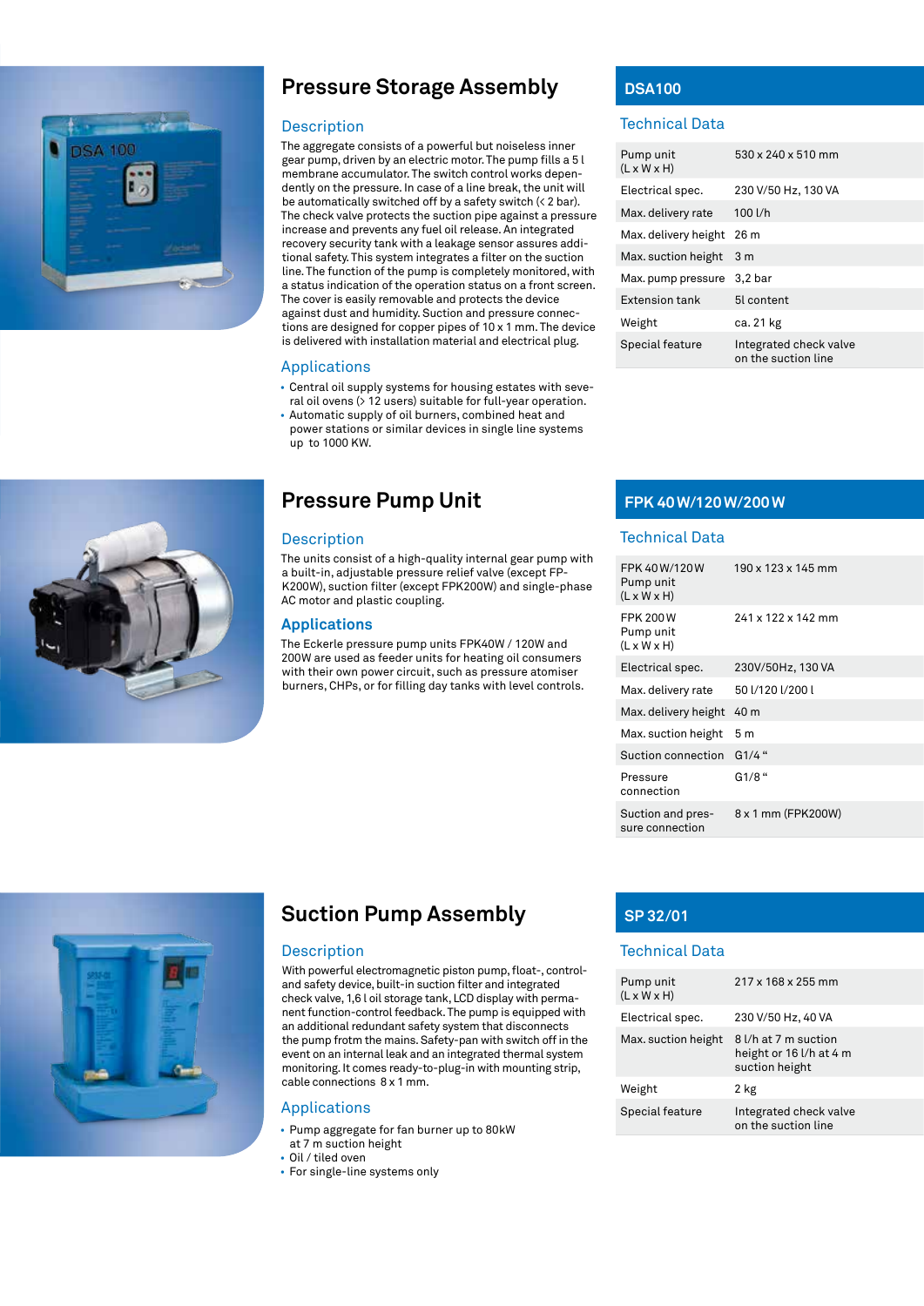## Pressure Storage Assembly

### Description

The aggregate consists of a powerful but noiseless inner gear pump, driven by an electric motor. The pump fills a 5 l membrane accumulator. The switch control works dependently on the pressure. In case of a line break, the unit will be automatically switched off by a safety switch (< 2 bar). The check valve protects the suction pipe against a pressure increase and prevents any fuel oil release. An integrated recovery security tank with a leakage sensor assures additional safety. This system integrates a filter on the suction line. The function of the pump is completely monitored, with a status indication of the operation status on a front screen. The cover is easily removable and protects the device against dust and humidity. Suction and pressure connections are designed for copper pipes of 10 x 1 mm. The device is delivered with installation material and electrical plug.

### Applications

- Central oil supply systems for housing estates with several oil ovens (> 12 users) suitable for full-year operation.
- Automatic supply of oil burners, combined heat and power stations or similar devices in single line systems up to 1000 KW.

## DSA100

### Technical Data

| | |
|---|---|
| Pump unit (L x W x H) | 530 x 240 x 510 mm |
| Electrical spec. | 230 V/50 Hz, 130 VA |
| Max. delivery rate | 100 l/h |
| Max. delivery height | 26 m |
| Max. suction height | 3 m |
| Max. pump pressure | 3,2 bar |
| Extension tank | 5l content |
| Weight | ca. 21 kg |
| Special feature | Integrated check valve on the suction line |

## Pressure Pump Unit

### Description

The units consist of a high-quality internal gear pump with a built-in, adjustable pressure relief valve (except FP-K200W), suction filter (except FPK200W) and single-phase AC motor and plastic coupling.

### Applications

The Eckerle pressure pump units FPK40W / 120W and 200W are used as feeder units for heating oil consumers with their own power circuit, such as pressure atomiser burners, CHPs, or for filling day tanks with level controls.

## FPK 40 W/120 W/200 W

### Technical Data

| | |
|---|---|
| FPK 40 W/120 W Pump unit (L x W x H) | 190 x 123 x 145 mm |
| FPK 200 W Pump unit (L x W x H) | 241 x 122 x 142 mm |
| Electrical spec. | 230V/50Hz, 130 VA |
| Max. delivery rate | 50 l/120 l/200 l |
| Max. delivery height | 40 m |
| Max. suction height | 5 m |
| Suction connection | G1/4 “ |
| Pressure connection | G1/8 “ |
| Suction and pressure connection | 8 x 1 mm (FPK200W) |

## Suction Pump Assembly

### Description

With powerful electromagnetic piston pump, float-, control- and safety device, built-in suction filter and integrated check valve, 1,6 l oil storage tank, LCD display with permanent function-control feedback. The pump is equipped with an additional redundant safety system that disconnects the pump frotm the mains. Safety-pan with switch off in the event on an internal leak and an integrated thermal system monitoring. It comes ready-to-plug-in with mounting strip, cable connections 8 x 1 mm.

### Applications

- Pump aggregate for fan burner up to 80kW at 7 m suction height
- Oil / tiled oven
- For single-line systems only

## SP 32/01

### Technical Data

| | |
|---|---|
| Pump unit (L x W x H) | 217 x 168 x 255 mm |
| Electrical spec. | 230 V/50 Hz, 40 VA |
| Max. suction height | 8 l/h at 7 m suction height or 16 l/h at 4 m suction height |
| Weight | 2 kg |
| Special feature | Integrated check valve on the suction line |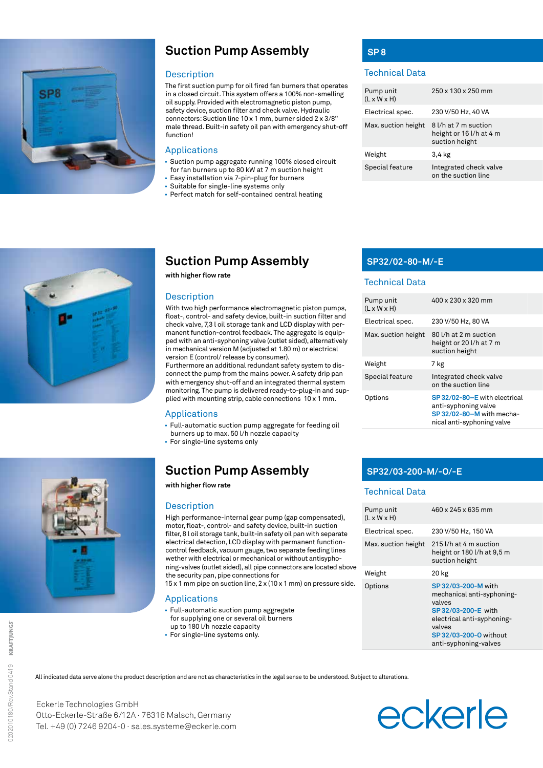# Suction Pump Assembly

## Description

The first suction pump for oil fired fan burners that operates in a closed circuit. This system offers a 100% non-smelling oil supply. Provided with electromagnetic piston pump, safety device, suction filter and check valve. Hydraulic connectors: Suction line 10 x 1 mm, burner sided 2 x 3/8" male thread. Built-in safety oil pan with emergency shut-off function!

## Applications

- Suction pump aggregate running 100% closed circuit for fan burners up to 80 kW at 7 m suction height
- Easy installation via 7-pin-plug for burners
- Suitable for single-line systems only
- Perfect match for self-contained central heating

## SP 8

### Technical Data

| | |
|---|---|
| Pump unit (L x W x H) | 250 x 130 x 250 mm |
| Electrical spec. | 230 V/50 Hz, 40 VA |
| Max. suction height | 8 l/h at 7 m suction height or 16 l/h at 4 m suction height |
| Weight | 3,4 kg |
| Special feature | Integrated check valve on the suction line |

# Suction Pump Assembly

**with higher flow rate**

## Description

With two high performance electromagnetic piston pumps, float-, control- and safety device, built-in suction filter and check valve, 7,3 l oil storage tank and LCD display with permanent function-control feedback. The aggregate is equipped with an anti-syphoning valve (outlet sided), alternatively in mechanical version M (adjusted at 1.80 m) or electrical version E (control/ release by consumer).
Furthermore an additional redundant safety system to disconnect the pump from the mains power. A safety drip pan with emergency shut-off and an integrated thermal system monitoring. The pump is delivered ready-to-plug-in and supplied with mounting strip, cable connections 10 x 1 mm.

## Applications

- Full-automatic suction pump aggregate for feeding oil burners up to max. 50 l/h nozzle capacity
- For single-line systems only

## SP32/02-80-M/-E

### Technical Data

| | |
|---|---|
| Pump unit (L x W x H) | 400 x 230 x 320 mm |
| Electrical spec. | 230 V/50 Hz, 80 VA |
| Max. suction height | 80 l/h at 2 m suction height or 20 l/h at 7 m suction height |
| Weight | 7 kg |
| Special feature | Integrated check valve on the suction line |
| Options | SP 32/02-80–E with electrical anti-syphoning valve<br>SP 32/02-80–M with mechanical anti-syphoning valve |

# Suction Pump Assembly

**with higher flow rate**

## Description

High performance-internal gear pump (gap compensated), motor, float-, control- and safety device, built-in suction filter, 8 l oil storage tank, built-in safety oil pan with separate electrical detection, LCD display with permanent function-control feedback, vacuum gauge, two separate feeding lines wether with electrical or mechanical or without antisyphoning-valves (outlet sided), all pipe connectors are located above the security pan, pipe connections for
15 x 1 mm pipe on suction line, 2 x (10 x 1 mm) on pressure side.

## Applications

- Full-automatic suction pump aggregate for supplying one or several oil burners up to 180 l/h nozzle capacity
- For single-line systems only.

## SP32/03-200-M/-O/-E

### Technical Data

| | |
|---|---|
| Pump unit (L x W x H) | 460 x 245 x 635 mm |
| Electrical spec. | 230 V/50 Hz, 150 VA |
| Max. suction height | 215 l/h at 4 m suction height or 180 l/h at 9,5 m suction height |
| Weight | 20 kg |
| Options | SP 32/03-200-M with mechanical anti-syphoning-valves<br>SP 32/03-200-E with electrical anti-syphoning-valves<br>SP 32/03-200-O without anti-syphoning-valves |

All indicated data serve alone the product description and are not as characteristics in the legal sense to be understood. Subject to alterations.

Eckerle Technologies GmbH
Otto-Eckerle-Straße 6/12A · 76316 Malsch, Germany
Tel. +49 (0) 7246 9204-0 · sales.systeme@eckerle.com

eckerle

0202010180/Rev.Stand 0419 KRAFTJUNGS